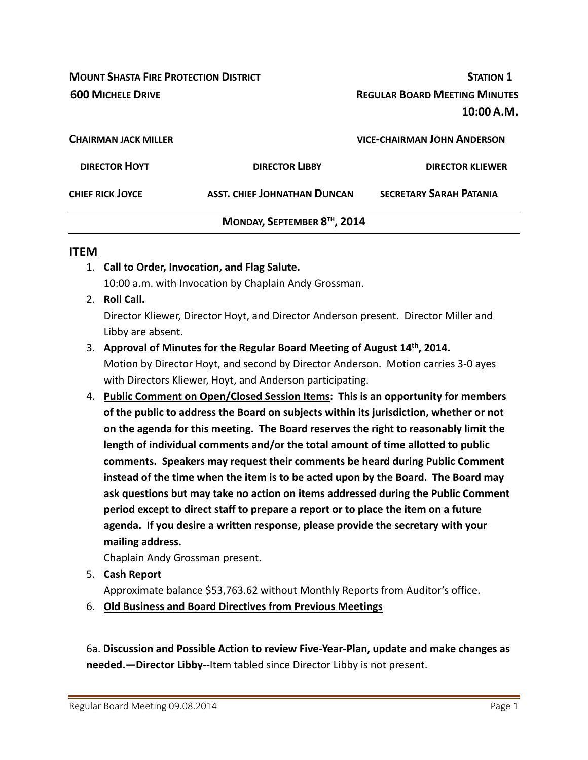**MOUNT SHASTA FIRE PROTECTION DISTRICT** **STATION 1**

**600 MICHELE DRIVE** **REGULAR BOARD MEETING MINUTES**

**10:00 A.M.**

**CHAIRMAN JACK MILLER** **VICE-CHAIRMAN JOHN ANDERSON**

**DIRECTOR HOYT** **DIRECTOR LIBBY** **DIRECTOR KLIEWER**

**CHIEF RICK JOYCE** **ASST. CHIEF JOHNATHAN DUNCAN** **SECRETARY SARAH PATANIA**

---

**MONDAY, SEPTEMBER 8TH, 2014**

---

## ITEM

1. **Call to Order, Invocation, and Flag Salute.**
   10:00 a.m. with Invocation by Chaplain Andy Grossman.
2. **Roll Call.**
   Director Kliewer, Director Hoyt, and Director Anderson present. Director Miller and Libby are absent.
3. **Approval of Minutes for the Regular Board Meeting of August 14th, 2014.**
   Motion by Director Hoyt, and second by Director Anderson. Motion carries 3-0 ayes with Directors Kliewer, Hoyt, and Anderson participating.
4. **Public Comment on Open/Closed Session Items: This is an opportunity for members of the public to address the Board on subjects within its jurisdiction, whether or not on the agenda for this meeting. The Board reserves the right to reasonably limit the length of individual comments and/or the total amount of time allotted to public comments. Speakers may request their comments be heard during Public Comment instead of the time when the item is to be acted upon by the Board. The Board may ask questions but may take no action on items addressed during the Public Comment period except to direct staff to prepare a report or to place the item on a future agenda. If you desire a written response, please provide the secretary with your mailing address.**
   Chaplain Andy Grossman present.
5. **Cash Report**
   Approximate balance $53,763.62 without Monthly Reports from Auditor's office.
6. **Old Business and Board Directives from Previous Meetings**

6a. **Discussion and Possible Action to review Five-Year-Plan, update and make changes as needed.—Director Libby--**Item tabled since Director Libby is not present.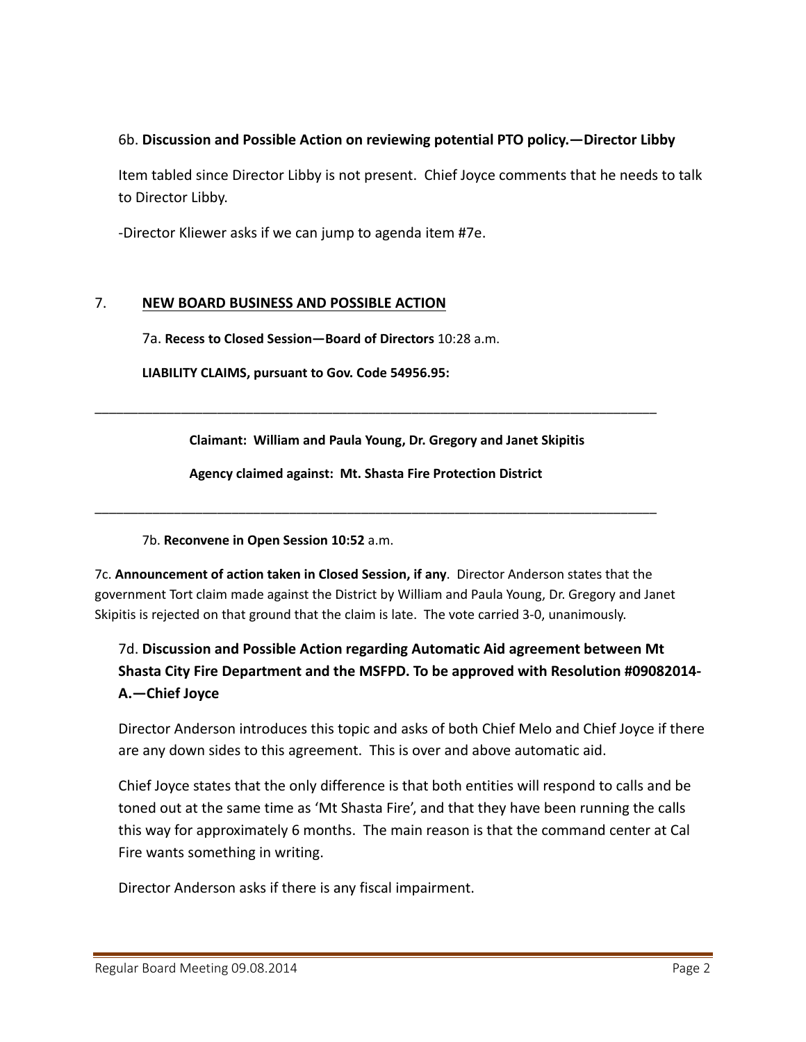6b. **Discussion and Possible Action on reviewing potential PTO policy.—Director Libby**

Item tabled since Director Libby is not present. Chief Joyce comments that he needs to talk to Director Libby.

-Director Kliewer asks if we can jump to agenda item #7e.

7. **NEW BOARD BUSINESS AND POSSIBLE ACTION**

7a. **Recess to Closed Session—Board of Directors** 10:28 a.m.

**LIABILITY CLAIMS, pursuant to Gov. Code 54956.95:**

---

**Claimant: William and Paula Young, Dr. Gregory and Janet Skipitis**

**Agency claimed against: Mt. Shasta Fire Protection District**

---

7b. **Reconvene in Open Session 10:52** a.m.

7c. **Announcement of action taken in Closed Session, if any**. Director Anderson states that the government Tort claim made against the District by William and Paula Young, Dr. Gregory and Janet Skipitis is rejected on that ground that the claim is late. The vote carried 3-0, unanimously.

7d. **Discussion and Possible Action regarding Automatic Aid agreement between Mt Shasta City Fire Department and the MSFPD. To be approved with Resolution #09082014-A.—Chief Joyce**

Director Anderson introduces this topic and asks of both Chief Melo and Chief Joyce if there are any down sides to this agreement. This is over and above automatic aid.

Chief Joyce states that the only difference is that both entities will respond to calls and be toned out at the same time as 'Mt Shasta Fire', and that they have been running the calls this way for approximately 6 months. The main reason is that the command center at Cal Fire wants something in writing.

Director Anderson asks if there is any fiscal impairment.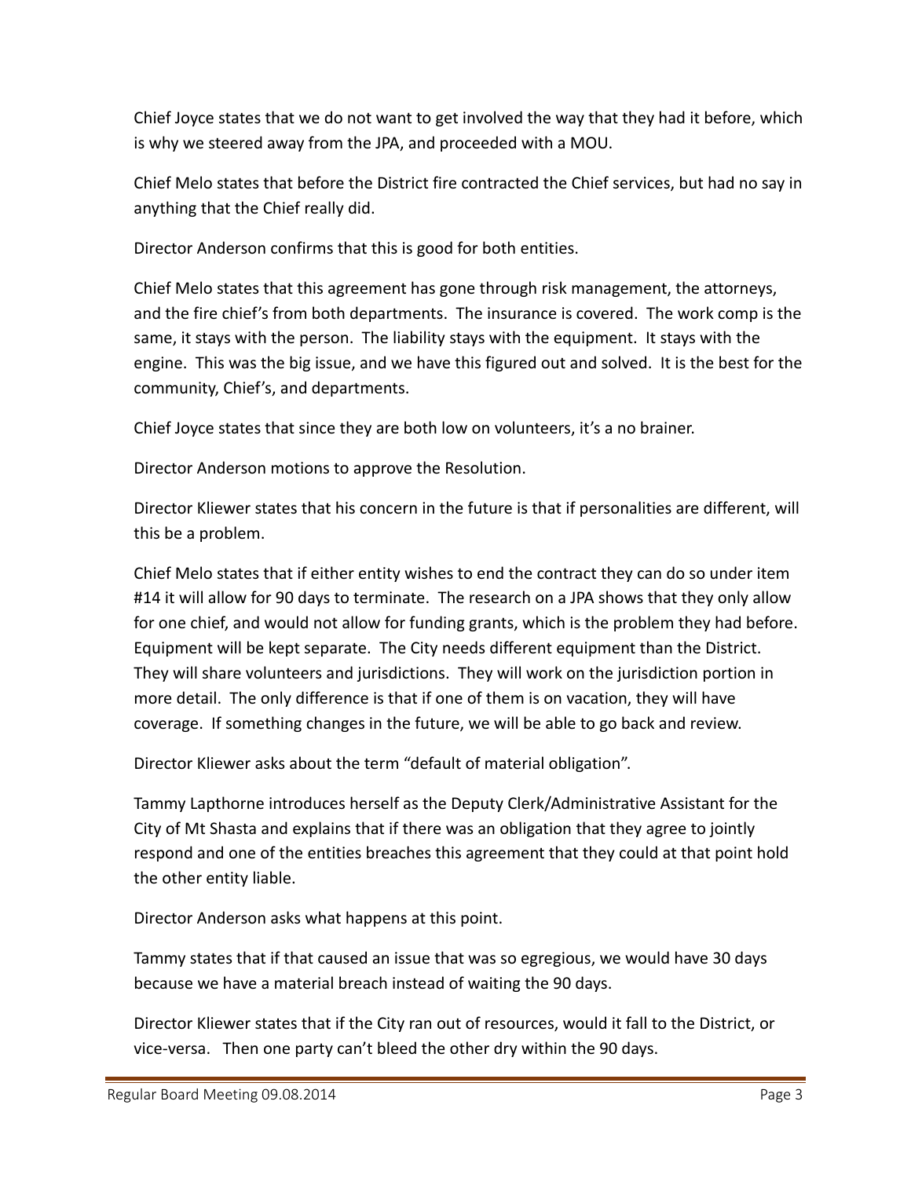Chief Joyce states that we do not want to get involved the way that they had it before, which is why we steered away from the JPA, and proceeded with a MOU.

Chief Melo states that before the District fire contracted the Chief services, but had no say in anything that the Chief really did.

Director Anderson confirms that this is good for both entities.

Chief Melo states that this agreement has gone through risk management, the attorneys, and the fire chief's from both departments. The insurance is covered. The work comp is the same, it stays with the person. The liability stays with the equipment. It stays with the engine. This was the big issue, and we have this figured out and solved. It is the best for the community, Chief's, and departments.

Chief Joyce states that since they are both low on volunteers, it's a no brainer.

Director Anderson motions to approve the Resolution.

Director Kliewer states that his concern in the future is that if personalities are different, will this be a problem.

Chief Melo states that if either entity wishes to end the contract they can do so under item #14 it will allow for 90 days to terminate. The research on a JPA shows that they only allow for one chief, and would not allow for funding grants, which is the problem they had before. Equipment will be kept separate. The City needs different equipment than the District. They will share volunteers and jurisdictions. They will work on the jurisdiction portion in more detail. The only difference is that if one of them is on vacation, they will have coverage. If something changes in the future, we will be able to go back and review.

Director Kliewer asks about the term "default of material obligation".

Tammy Lapthorne introduces herself as the Deputy Clerk/Administrative Assistant for the City of Mt Shasta and explains that if there was an obligation that they agree to jointly respond and one of the entities breaches this agreement that they could at that point hold the other entity liable.

Director Anderson asks what happens at this point.

Tammy states that if that caused an issue that was so egregious, we would have 30 days because we have a material breach instead of waiting the 90 days.

Director Kliewer states that if the City ran out of resources, would it fall to the District, or vice-versa. Then one party can't bleed the other dry within the 90 days.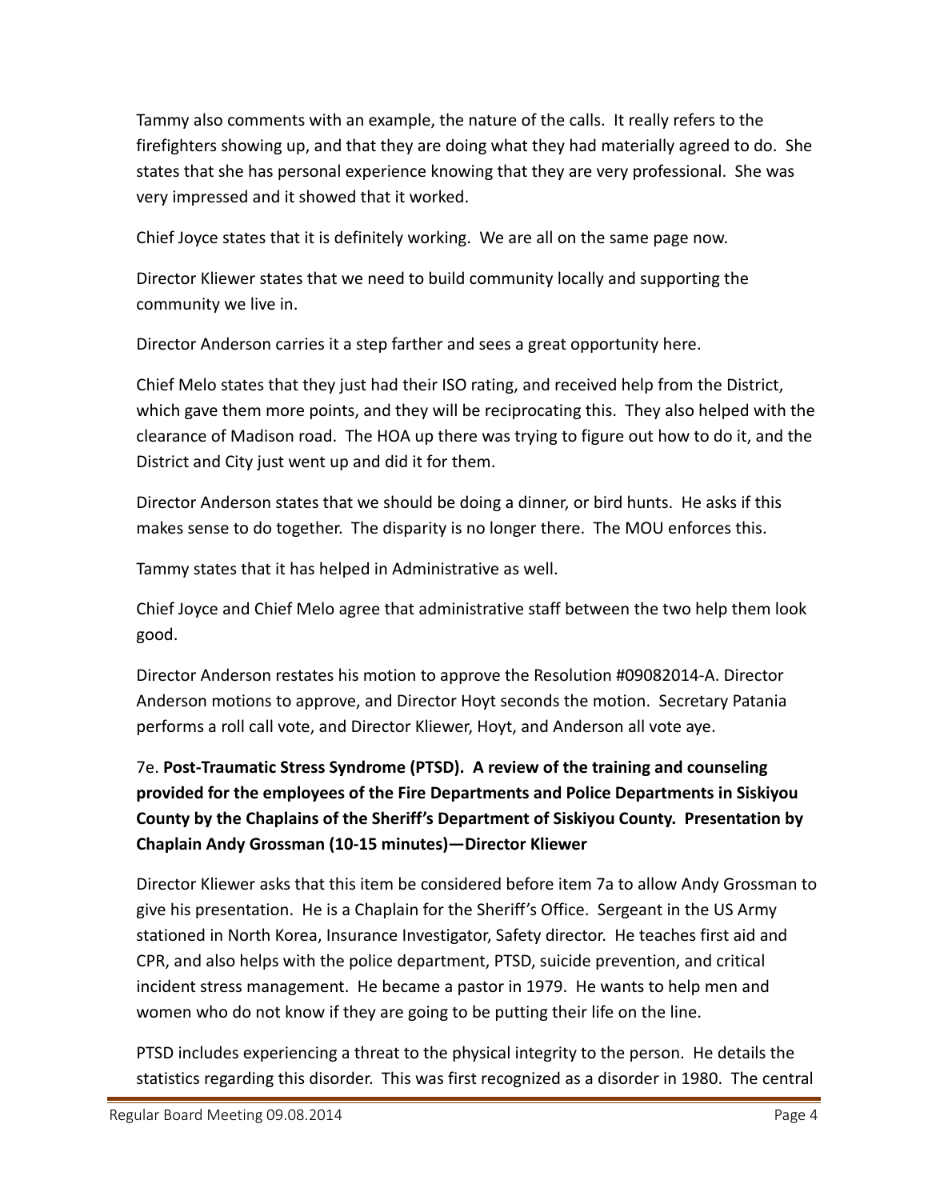Tammy also comments with an example, the nature of the calls. It really refers to the firefighters showing up, and that they are doing what they had materially agreed to do. She states that she has personal experience knowing that they are very professional. She was very impressed and it showed that it worked.

Chief Joyce states that it is definitely working. We are all on the same page now.

Director Kliewer states that we need to build community locally and supporting the community we live in.

Director Anderson carries it a step farther and sees a great opportunity here.

Chief Melo states that they just had their ISO rating, and received help from the District, which gave them more points, and they will be reciprocating this. They also helped with the clearance of Madison road. The HOA up there was trying to figure out how to do it, and the District and City just went up and did it for them.

Director Anderson states that we should be doing a dinner, or bird hunts. He asks if this makes sense to do together. The disparity is no longer there. The MOU enforces this.

Tammy states that it has helped in Administrative as well.

Chief Joyce and Chief Melo agree that administrative staff between the two help them look good.

Director Anderson restates his motion to approve the Resolution #09082014-A. Director Anderson motions to approve, and Director Hoyt seconds the motion. Secretary Patania performs a roll call vote, and Director Kliewer, Hoyt, and Anderson all vote aye.

7e. **Post-Traumatic Stress Syndrome (PTSD). A review of the training and counseling provided for the employees of the Fire Departments and Police Departments in Siskiyou County by the Chaplains of the Sheriff's Department of Siskiyou County. Presentation by Chaplain Andy Grossman (10-15 minutes)—Director Kliewer**

Director Kliewer asks that this item be considered before item 7a to allow Andy Grossman to give his presentation. He is a Chaplain for the Sheriff's Office. Sergeant in the US Army stationed in North Korea, Insurance Investigator, Safety director. He teaches first aid and CPR, and also helps with the police department, PTSD, suicide prevention, and critical incident stress management. He became a pastor in 1979. He wants to help men and women who do not know if they are going to be putting their life on the line.

PTSD includes experiencing a threat to the physical integrity to the person. He details the statistics regarding this disorder. This was first recognized as a disorder in 1980. The central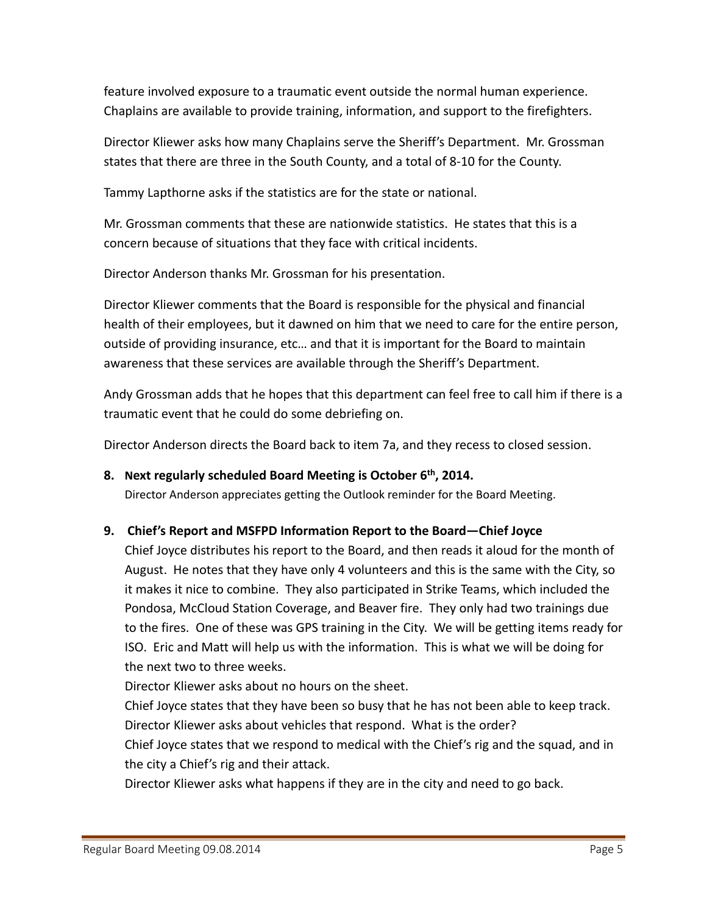feature involved exposure to a traumatic event outside the normal human experience. Chaplains are available to provide training, information, and support to the firefighters.

Director Kliewer asks how many Chaplains serve the Sheriff's Department. Mr. Grossman states that there are three in the South County, and a total of 8-10 for the County.

Tammy Lapthorne asks if the statistics are for the state or national.

Mr. Grossman comments that these are nationwide statistics. He states that this is a concern because of situations that they face with critical incidents.

Director Anderson thanks Mr. Grossman for his presentation.

Director Kliewer comments that the Board is responsible for the physical and financial health of their employees, but it dawned on him that we need to care for the entire person, outside of providing insurance, etc… and that it is important for the Board to maintain awareness that these services are available through the Sheriff's Department.

Andy Grossman adds that he hopes that this department can feel free to call him if there is a traumatic event that he could do some debriefing on.

Director Anderson directs the Board back to item 7a, and they recess to closed session.

**8. Next regularly scheduled Board Meeting is October 6th, 2014.**

Director Anderson appreciates getting the Outlook reminder for the Board Meeting.

**9. Chief's Report and MSFPD Information Report to the Board—Chief Joyce**

Chief Joyce distributes his report to the Board, and then reads it aloud for the month of August. He notes that they have only 4 volunteers and this is the same with the City, so it makes it nice to combine. They also participated in Strike Teams, which included the Pondosa, McCloud Station Coverage, and Beaver fire. They only had two trainings due to the fires. One of these was GPS training in the City. We will be getting items ready for ISO. Eric and Matt will help us with the information. This is what we will be doing for the next two to three weeks.

Director Kliewer asks about no hours on the sheet.

Chief Joyce states that they have been so busy that he has not been able to keep track.

Director Kliewer asks about vehicles that respond. What is the order?

Chief Joyce states that we respond to medical with the Chief's rig and the squad, and in the city a Chief's rig and their attack.

Director Kliewer asks what happens if they are in the city and need to go back.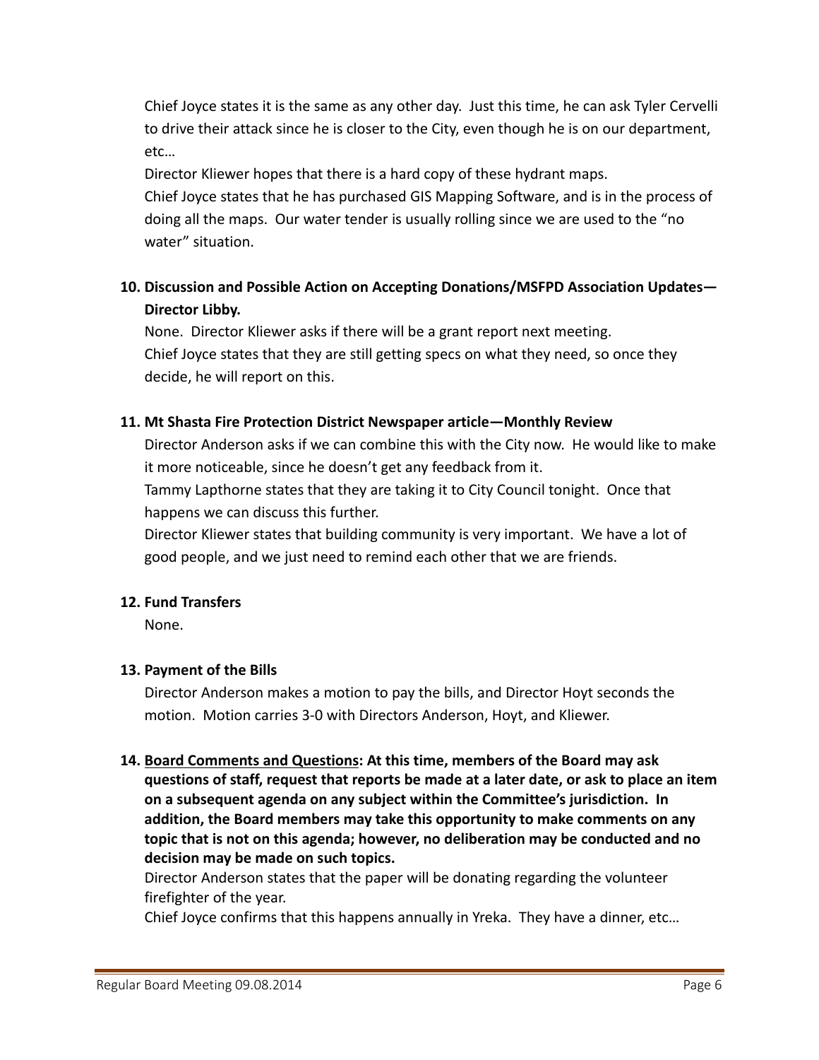Chief Joyce states it is the same as any other day. Just this time, he can ask Tyler Cervelli to drive their attack since he is closer to the City, even though he is on our department, etc…

Director Kliewer hopes that there is a hard copy of these hydrant maps.

Chief Joyce states that he has purchased GIS Mapping Software, and is in the process of doing all the maps. Our water tender is usually rolling since we are used to the "no water" situation.

**10. Discussion and Possible Action on Accepting Donations/MSFPD Association Updates—Director Libby.**

None. Director Kliewer asks if there will be a grant report next meeting.

Chief Joyce states that they are still getting specs on what they need, so once they decide, he will report on this.

**11. Mt Shasta Fire Protection District Newspaper article—Monthly Review**

Director Anderson asks if we can combine this with the City now. He would like to make it more noticeable, since he doesn't get any feedback from it.

Tammy Lapthorne states that they are taking it to City Council tonight. Once that happens we can discuss this further.

Director Kliewer states that building community is very important. We have a lot of good people, and we just need to remind each other that we are friends.

**12. Fund Transfers**

None.

**13. Payment of the Bills**

Director Anderson makes a motion to pay the bills, and Director Hoyt seconds the motion. Motion carries 3-0 with Directors Anderson, Hoyt, and Kliewer.

**14. <u>Board Comments and Questions</u>: At this time, members of the Board may ask questions of staff, request that reports be made at a later date, or ask to place an item on a subsequent agenda on any subject within the Committee's jurisdiction. In addition, the Board members may take this opportunity to make comments on any topic that is not on this agenda; however, no deliberation may be conducted and no decision may be made on such topics.**

Director Anderson states that the paper will be donating regarding the volunteer firefighter of the year.

Chief Joyce confirms that this happens annually in Yreka. They have a dinner, etc…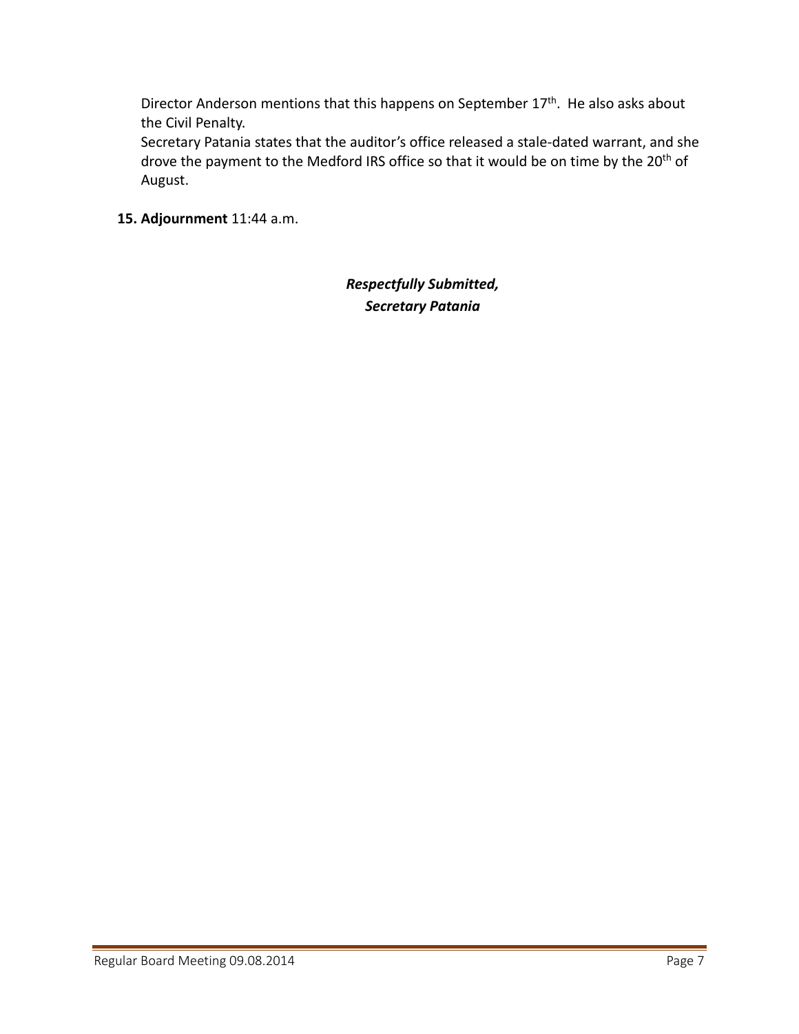Director Anderson mentions that this happens on September 17th. He also asks about the Civil Penalty.

Secretary Patania states that the auditor's office released a stale-dated warrant, and she drove the payment to the Medford IRS office so that it would be on time by the 20th of August.

15. **Adjournment** 11:44 a.m.

***Respectfully Submitted,***
***Secretary Patania***